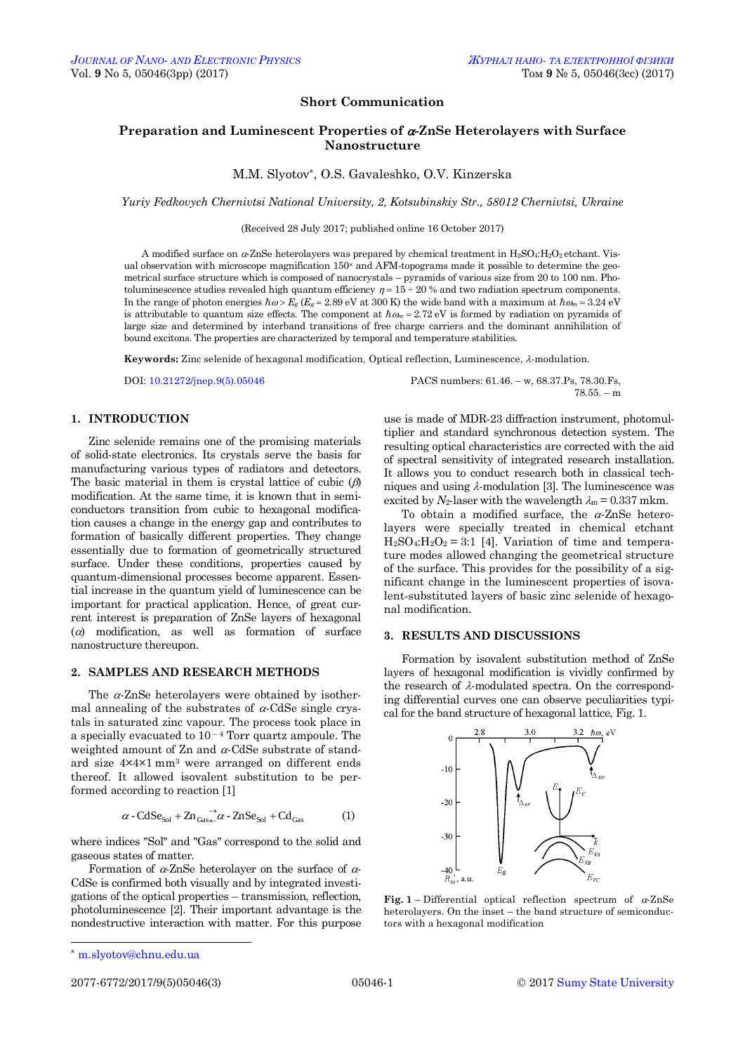**Short Communication**

# Preparation and Luminescent Properties of $\alpha$-ZnSe Heterolayers with Surface Nanostructure

M.M. Slyotov*, O.S. Gavaleshko, O.V. Kinzerska

*Yuriy Fedkovych Chernivtsi National University, 2, Kotsubinskiy Str., 58012 Chernivtsi, Ukraine*

(Received 28 July 2017; published online 16 October 2017)

A modified surface on $\alpha$-ZnSe heterolayers was prepared by chemical treatment in $H_2SO_4$:$H_2O_2$ etchant. Visual observation with microscope magnification $150^{\times}$ and AFM-topograms made it possible to determine the geometrical surface structure which is composed of nanocrystals – pyramids of various size from 20 to 100 nm. Photoluminescence studies revealed high quantum efficiency $\eta = 15 \div 20$ % and two radiation spectrum components. In the range of photon energies $\hbar\omega > E_g$ ($E_g = 2.89$ eV at 300 K) the wide band with a maximum at $\hbar\omega_m = 3.24$ eV is attributable to quantum size effects. The component at $\hbar\omega_m = 2.72$ eV is formed by radiation on pyramids of large size and determined by interband transitions of free charge carriers and the dominant annihilation of bound excitons. The properties are characterized by temporal and temperature stabilities.

**Keywords:** Zinc selenide of hexagonal modification, Optical reflection, Luminescence, $\lambda$-modulation.

DOI: 10.21272/jnep.9(5).05046

PACS numbers: 61.46. – w, 68.37.Ps, 78.30.Fs, 78.55. – m

## 1. INTRODUCTION

Zinc selenide remains one of the promising materials of solid-state electronics. Its crystals serve the basis for manufacturing various types of radiators and detectors. The basic material in them is crystal lattice of cubic ($\beta$) modification. At the same time, it is known that in semiconductors transition from cubic to hexagonal modification causes a change in the energy gap and contributes to formation of basically different properties. They change essentially due to formation of geometrically structured surface. Under these conditions, properties caused by quantum-dimensional processes become apparent. Essential increase in the quantum yield of luminescence can be important for practical application. Hence, of great current interest is preparation of ZnSe layers of hexagonal ($\alpha$) modification, as well as formation of surface nanostructure thereupon.

## 2. SAMPLES AND RESEARCH METHODS

The $\alpha$-ZnSe heterolayers were obtained by isothermal annealing of the substrates of $\alpha$-CdSe single crystals in saturated zinc vapour. The process took place in a specially evacuated to $10^{-4}$ Torr quartz ampoule. The weighted amount of Zn and $\alpha$-CdSe substrate of standard size $4 \times 4 \times 1$ mm$^3$ were arranged on different ends thereof. It allowed isovalent substitution to be performed according to reaction [1]

$$\alpha\text{-CdSe}_{\text{Sol}} + \text{Zn}_{\text{Gas}} \rightleftarrows \alpha\text{-ZnSe}_{\text{Sol}} + \text{Cd}_{\text{Gas}} \qquad (1)$$

where indices "Sol" and "Gas" correspond to the solid and gaseous states of matter.

Formation of $\alpha$-ZnSe heterolayer on the surface of $\alpha$-CdSe is confirmed both visually and by integrated investigations of the optical properties – transmission, reflection, photoluminescence [2]. Their important advantage is the nondestructive interaction with matter. For this purpose use is made of MDR-23 diffraction instrument, photomultiplier and standard synchronous detection system. The resulting optical characteristics are corrected with the aid of spectral sensitivity of integrated research installation. It allows you to conduct research both in classical techniques and using $\lambda$-modulation [3]. The luminescence was excited by $N_2$-laser with the wavelength $\lambda_m = 0.337$ mkm.

To obtain a modified surface, the $\alpha$-ZnSe heterolayers were specially treated in chemical etchant $H_2SO_4$:$H_2O_2$ = 3:1 [4]. Variation of time and temperature modes allowed changing the geometrical structure of the surface. This provides for the possibility of a significant change in the luminescent properties of isovalent-substituted layers of basic zinc selenide of hexagonal modification.

## 3. RESULTS AND DISCUSSIONS

Formation by isovalent substitution method of ZnSe layers of hexagonal modification is vividly confirmed by the research of $\lambda$-modulated spectra. On the corresponding differential curves one can observe peculiarities typical for the band structure of hexagonal lattice, Fig. 1.

**Fig. 1** – Differential optical reflection spectrum of $\alpha$-ZnSe heterolayers. On the inset – the band structure of semiconductors with a hexagonal modification

---

* m.slyotov@chnu.edu.ua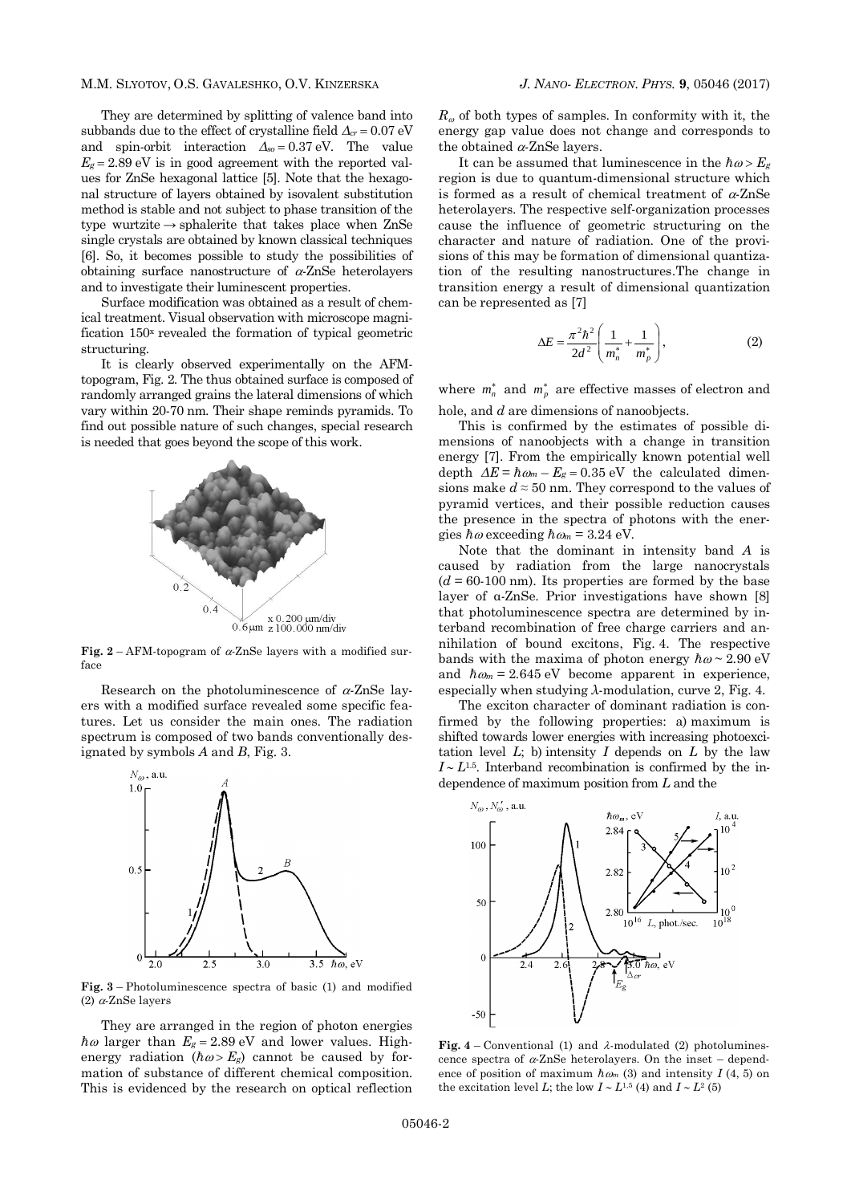They are determined by splitting of valence band into subbands due to the effect of crystalline field $\Delta_{cr} = 0.07$ eV and spin-orbit interaction $\Delta_{so} = 0.37$ eV. The value $E_g = 2.89$ eV is in good agreement with the reported values for ZnSe hexagonal lattice [5]. Note that the hexagonal structure of layers obtained by isovalent substitution method is stable and not subject to phase transition of the type wurtzite → sphalerite that takes place when ZnSe single crystals are obtained by known classical techniques [6]. So, it becomes possible to study the possibilities of obtaining surface nanostructure of $\alpha$-ZnSe heterolayers and to investigate their luminescent properties.

Surface modification was obtained as a result of chemical treatment. Visual observation with microscope magnification $150^x$ revealed the formation of typical geometric structuring.

It is clearly observed experimentally on the AFM-topogram, Fig. 2. The thus obtained surface is composed of randomly arranged grains the lateral dimensions of which vary within 20-70 nm. Their shape reminds pyramids. To find out possible nature of such changes, special research is needed that goes beyond the scope of this work.

**Fig. 2** – AFM-topogram of $\alpha$-ZnSe layers with a modified surface

Research on the photoluminescence of $\alpha$-ZnSe layers with a modified surface revealed some specific features. Let us consider the main ones. The radiation spectrum is composed of two bands conventionally designated by symbols $A$ and $B$, Fig. 3.

**Fig. 3** – Photoluminescence spectra of basic (1) and modified (2) $\alpha$-ZnSe layers

They are arranged in the region of photon energies $\hbar\omega$ larger than $E_g = 2.89$ eV and lower values. High-energy radiation ($\hbar\omega > E_g$) cannot be caused by formation of substance of different chemical composition. This is evidenced by the research on optical reflection $R_\omega$ of both types of samples. In conformity with it, the energy gap value does not change and corresponds to the obtained $\alpha$-ZnSe layers.

It can be assumed that luminescence in the $\hbar\omega > E_g$ region is due to quantum-dimensional structure which is formed as a result of chemical treatment of $\alpha$-ZnSe heterolayers. The respective self-organization processes cause the influence of geometric structuring on the character and nature of radiation. One of the provisions of this may be formation of dimensional quantization of the resulting nanostructures.The change in transition energy a result of dimensional quantization can be represented as [7]

$$\Delta E = \frac{\pi^2 \hbar^2}{2d^2}\left(\frac{1}{m_n^*} + \frac{1}{m_p^*}\right), \tag{2}$$

where $m_n^*$ and $m_p^*$ are effective masses of electron and hole, and $d$ are dimensions of nanoobjects.

This is confirmed by the estimates of possible dimensions of nanoobjects with a change in transition energy [7]. From the empirically known potential well depth $\Delta E = \hbar\omega_m - E_g = 0.35$ eV the calculated dimensions make $d \approx 50$ nm. They correspond to the values of pyramid vertices, and their possible reduction causes the presence in the spectra of photons with the energies $\hbar\omega$ exceeding $\hbar\omega_m = 3.24$ eV.

Note that the dominant in intensity band $A$ is caused by radiation from the large nanocrystals ($d = 60$-$100$ nm). Its properties are formed by the base layer of α-ZnSe. Prior investigations have shown [8] that photoluminescence spectra are determined by interband recombination of free charge carriers and annihilation of bound excitons, Fig. 4. The respective bands with the maxima of photon energy $\hbar\omega \sim 2.90$ eV and $\hbar\omega_m = 2.645$ eV become apparent in experience, especially when studying $\lambda$-modulation, curve 2, Fig. 4.

The exciton character of dominant radiation is confirmed by the following properties: a) maximum is shifted towards lower energies with increasing photoexcitation level $L$; b) intensity $I$ depends on $L$ by the law $I \sim L^{1.5}$. Interband recombination is confirmed by the independence of maximum position from $L$ and the

**Fig. 4** – Conventional (1) and $\lambda$-modulated (2) photoluminescence spectra of $\alpha$-ZnSe heterolayers. On the inset – dependence of position of maximum $\hbar\omega_m$ (3) and intensity $I$ (4, 5) on the excitation level $L$; the low $I \sim L^{1.5}$ (4) and $I \sim L^2$ (5)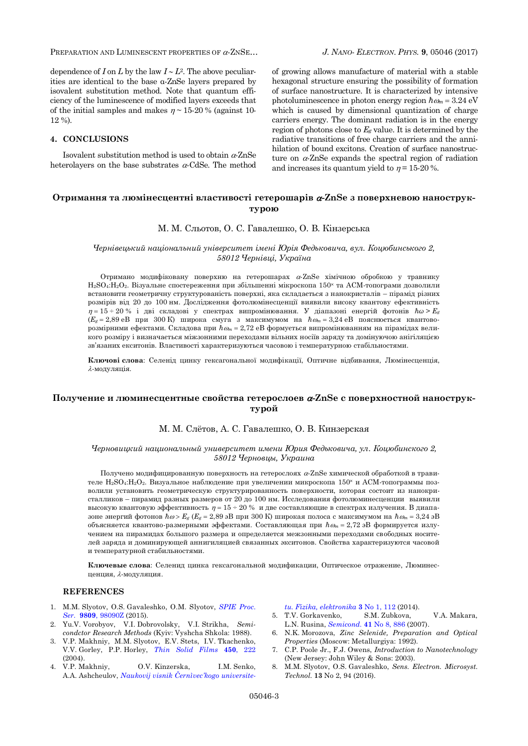dependence of $I$ on $L$ by the law $I \sim L^2$. The above peculiarities are identical to the base α-ZnSe layers prepared by isovalent substitution method. Note that quantum efficiency of the luminescence of modified layers exceeds that of the initial samples and makes $\eta \sim$ 15-20 % (against 10-12 %).

## 4. CONCLUSIONS

Isovalent substitution method is used to obtain $\alpha$-ZnSe heterolayers on the base substrates $\alpha$-CdSe. The method of growing allows manufacture of material with a stable hexagonal structure ensuring the possibility of formation of surface nanostructure. It is characterized by intensive photoluminescence in photon energy region $\hbar\omega_m = 3.24$ eV which is caused by dimensional quantization of charge carriers energy. The dominant radiation is in the energy region of photons close to $E_g$ value. It is determined by the radiative transitions of free charge carriers and the annihilation of bound excitons. Creation of surface nanostructure on $\alpha$-ZnSe expands the spectral region of radiation and increases its quantum yield to $\eta$ = 15-20 %.

## Отримання та люмінесцентні властивості гетерошарів $\alpha$-ZnSe з поверхневою наноструктурою

М. М. Сльотов, О. С. Гавалешко, О. В. Кінзерська

*Чернівецький національний університет імені Юрія Федьковича, вул. Коцюбинського 2, 58012 Чернівці, Україна*

Отримано модифіковану поверхню на гетерошарах $\alpha$-ZnSe хімічною обробкою у травнику $H_2SO_4:H_2O_2$. Візуальне спостереження при збільшенні мікроскопа 150ˣ та АСМ-топограми дозволили встановити геометричну структурованість поверхні, яка складається з нанокристалів – пірамід різних розмірів від 20 до 100 нм. Дослідження фотолюмінесценції виявили високу квантову ефективність $\eta = 15 \div 20$ % і дві складові у спектрах випромінювання. У діапазоні енергій фотонів $\hbar\omega > E_g$ ($E_g$ = 2,89 еВ при 300 К) широка смуга з максимумом на $\hbar\omega_m$ = 3,24 еВ пояснюється квантово-розмірними ефектами. Складова при $\hbar\omega_m$ = 2,72 еВ формується випромінюванням на пірамідах великого розміру і визначається міжзонними переходами вільних носіїв заряду та домінуючою анігіляцією зв'язаних екситонів. Властивості характеризуються часовою і температурною стабільностями.

**Ключові слова**: Селенід цинку гексагональної модифікації, Оптичне відбивання, Люмінесценція, $\lambda$-модуляція.

## Получение и люминесцентные свойства гетерослоев $\alpha$-ZnSe с поверхностной наноструктурой

М. М. Слётов, А. С. Гавалешко, О. В. Кинзерская

*Черновицкий национальный университет имени Юрия Федьковича, ул. Коцюбинского 2, 58012 Черновцы, Украина*

Получено модифицированную поверхность на гетерослоях $\alpha$-ZnSe химической обработкой в травителе $H_2SO_4:H_2O_2$. Визуальное наблюдение при увеличении микроскопа 150ˣ и АСМ-топограммы позволили установить геометрическую структурированность поверхности, которая состоит из нанокристаллов – пирамид разных размеров от 20 до 100 нм. Исследования фотолюминесценции выявили высокую квантовую эффективность $\eta = 15 \div 20$ % и две составляющие в спектрах излучения. В диапазоне энергий фотонов $\hbar\omega > E_g$ ($E_g$ = 2,89 эВ при 300 К) широкая полоса с максимумом на $\hbar\omega_m$ = 3,24 эВ объясняется квантово-размерными эффектами. Составляющая при $\hbar\omega_m$ = 2,72 эВ формируется излучением на пирамидах большого размера и определяется межзонными переходами свободных носителей заряда и доминирующей аннигиляцией связанных экситонов. Свойства характеризуются часовой и температурной стабильностями.

**Ключевые слова**: Селенид цинка гексагональной модификации, Оптическое отражение, Люминесценция, $\lambda$-модуляция.

## REFERENCES

1. M.M. Slyotov, O.S. Gavaleshko, O.M. Slyotov, *SPIE Proc. Ser.* **9809**, 98090Z (2015).
2. Yu.V. Vorobyov, V.I. Dobrovolsky, V.I. Strikha, *Semicondctor Research Methods* (Kyiv: Vyshcha Shkola: 1988).
3. V.P. Makhniy, M.M. Slyotov, E.V. Stets, I.V. Tkachenko, V.V. Gorley, P.P. Horley, *Thin Solid Films* **450**, 222 (2004).
4. V.P. Makhniy, O.V. Kinzerska, I.M. Senko, A.A. Ashcheulov, *Naukovij visnik Černìvec'kogo universitetu. Fizika, elektronika* **3** No 1, 112 (2014).
5. T.V. Gorkavenko, S.M. Zubkova, V.A. Makara, L.N. Rusina, *Semicond.* **41** No 8, 886 (2007).
6. N.K. Morozova, *Zinc Selenide, Preparation and Optical Properties* (Moscow: Metallurgiya: 1992).
7. C.P. Poole Jr., F.J. Owens, *Introduction to Nanotechnology* (New Jersey: John Wiley & Sons: 2003).
8. M.M. Slyotov, O.S. Gavaleshko, *Sens. Electron. Microsyst. Technol.* **13** No 2, 94 (2016).